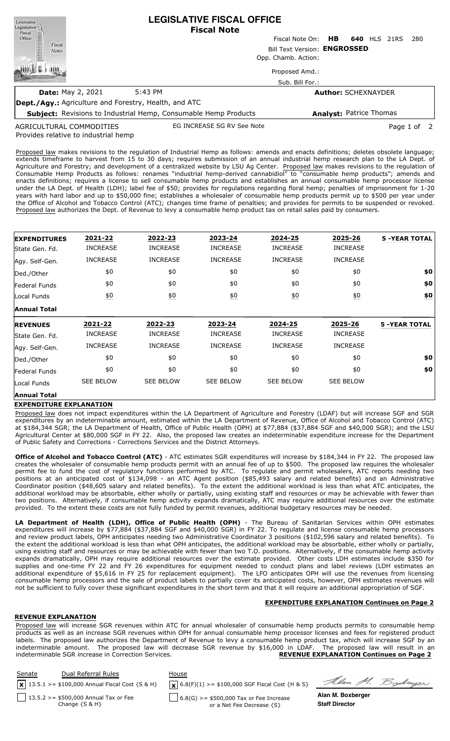# LEGISLATIVE FISCAL OFFICE
## Fiscal Note

Fiscal Note On: **HB 640** HLS 21RS 280

Bill Text Version: **ENGROSSED**

Opp. Chamb. Action:

Proposed Amd.:

Sub. Bill For.:

**Date:** May 2, 2021 5:43 PM

**Author:** SCHEXNAYDER

**Dept./Agy.:** Agriculture and Forestry, Health, and ATC

**Subject:** Revisions to Industrial Hemp, Consumable Hemp Products

**Analyst:** Patrice Thomas

AGRICULTURAL COMMODITIES EG INCREASE SG RV See Note

Provides relative to industrial hemp

Proposed law makes revisions to the regulation of Industrial Hemp as follows: amends and enacts definitions; deletes obsolete language; extends timeframe to harvest from 15 to 30 days; requires submission of an annual industrial hemp research plan to the LA Dept. of Agriculture and Forestry; and development of a centralized website by LSU Ag Center. Proposed law makes revisions to the regulation of Consumable Hemp Products as follows: renames "industrial hemp-derived cannabidiol" to "consumable hemp products"; amends and enacts definitions; requires a license to sell consumable hemp products and establishes an annual consumable hemp processor license under the LA Dept. of Health (LDH); label fee of $50; provides for regulations regarding floral hemp; penalties of imprisonment for 1-20 years with hard labor and up to $50,000 fine; establishes a wholesaler of consumable hemp products permit up to $500 per year under the Office of Alcohol and Tobacco Control (ATC); changes time frame of penalties; and provides for permits to be suspended or revoked. Proposed law authorizes the Dept. of Revenue to levy a consumable hemp product tax on retail sales paid by consumers.

| **EXPENDITURES** | **2021-22** | **2022-23** | **2023-24** | **2024-25** | **2025-26** | **5 -YEAR TOTAL** |
|---|---|---|---|---|---|---|
| State Gen. Fd. | INCREASE | INCREASE | INCREASE | INCREASE | INCREASE | |
| Agy. Self-Gen. | INCREASE | INCREASE | INCREASE | INCREASE | INCREASE | |
| Ded./Other | $0 | $0 | $0 | $0 | $0 | **$0** |
| Federal Funds | $0 | $0 | $0 | $0 | $0 | **$0** |
| Local Funds | $0 | $0 | $0 | $0 | $0 | **$0** |
| **Annual Total** | | | | | | |
| **REVENUES** | **2021-22** | **2022-23** | **2023-24** | **2024-25** | **2025-26** | **5 -YEAR TOTAL** |
| State Gen. Fd. | INCREASE | INCREASE | INCREASE | INCREASE | INCREASE | |
| Agy. Self-Gen. | INCREASE | INCREASE | INCREASE | INCREASE | INCREASE | |
| Ded./Other | $0 | $0 | $0 | $0 | $0 | **$0** |
| Federal Funds | $0 | $0 | $0 | $0 | $0 | **$0** |
| Local Funds | SEE BELOW | SEE BELOW | SEE BELOW | SEE BELOW | SEE BELOW | |
| **Annual Total** | | | | | | |

**EXPENDITURE EXPLANATION**

Proposed law does not impact expenditures within the LA Department of Agriculture and Forestry (LDAF) but will increase SGF and SGR expenditures by an indeterminable amount, estimated within the LA Department of Revenue, Office of Alcohol and Tobacco Control (ATC) at $184,344 SGR; the LA Department of Health, Office of Public Health (OPH) at $77,884 ($37,884 SGF and $40,000 SGR); and the LSU Agricultural Center at $80,000 SGF in FY 22. Also, the proposed law creates an indeterminable expenditure increase for the Department of Public Safety and Corrections - Corrections Services and the District Attorneys.

**Office of Alcohol and Tobacco Control (ATC)** - ATC estimates SGR expenditures will increase by $184,344 in FY 22. The proposed law creates the wholesaler of consumable hemp products permit with an annual fee of up to $500. The proposed law requires the wholesaler permit fee to fund the cost of regulatory functions performed by ATC. To regulate and permit wholesalers, ATC reports needing two positions at an anticipated cost of $134,098 - an ATC Agent position ($85,493 salary and related benefits) and an Administrative Coordinator position ($48,605 salary and related benefits). To the extent the additional workload is less than what ATC anticipates, the additional workload may be absorbable, either wholly or partially, using existing staff and resources or may be achievable with fewer than two positions. Alternatively, if consumable hemp activity expands dramatically, ATC may require additional resources over the estimate provided. To the extent these costs are not fully funded by permit revenues, additional budgetary resources may be needed.

**LA Department of Health (LDH), Office of Public Health (OPH)** - The Bureau of Sanitarian Services within OPH estimates expenditures will increase by $77,884 ($37,884 SGF and $40,000 SGR) in FY 22. To regulate and license consumable hemp processors and review product labels, OPH anticipates needing two Administrative Coordinator 3 positions ($102,596 salary and related benefits). To the extent the additional workload is less than what OPH anticipates, the additional workload may be absorbable, either wholly or partially, using existing staff and resources or may be achievable with fewer than two T.O. positions. Alternatively, if the consumable hemp activity expands dramatically, OPH may require additional resources over the estimate provided. Other costs LDH estimates include $350 for supplies and one-time FY 22 and FY 26 expenditures for equipment needed to conduct plans and label reviews (LDH estimates an additional expenditure of $5,616 in FY 25 for replacement equipment). The LFO anticipates OPH will use the revenues from licensing consumable hemp processors and the sale of product labels to partially cover its anticipated costs, however, OPH estimates revenues will not be sufficient to fully cover these significant expenditures in the short term and that it will require an additional appropriation of SGF.

**EXPENDITURE EXPLANATION Continues on Page 2**

**REVENUE EXPLANATION**

Proposed law will increase SGR revenues within ATC for annual wholesaler of consumable hemp products permits to consumable hemp products as well as an increase SGR revenues within OPH for annual consumable hemp processor licenses and fees for registered product labels. The proposed law authorizes the Department of Revenue to levy a consumable hemp product tax, which will increase SGF by an indeterminable amount. The proposed law will decrease SGR revenue by $16,000 in LDAF. The proposed law will result in an indeterminable SGR increase in Correction Services.

**REVENUE EXPLANATION Continues on Page 2**

| Senate | Dual Referral Rules | House |
|---|---|---|
| [x] | 13.5.1 >= $100,000 Annual Fiscal Cost {S & H} | [x] 6.8(F)(1) >= $100,000 SGF Fiscal Cost {H & S} |
| [ ] | 13.5.2 >= $500,000 Annual Tax or Fee Change {S & H} | [ ] 6.8(G) >= $500,000 Tax or Fee Increase or a Net Fee Decrease {S} |

**Alan M. Boxberger**
**Staff Director**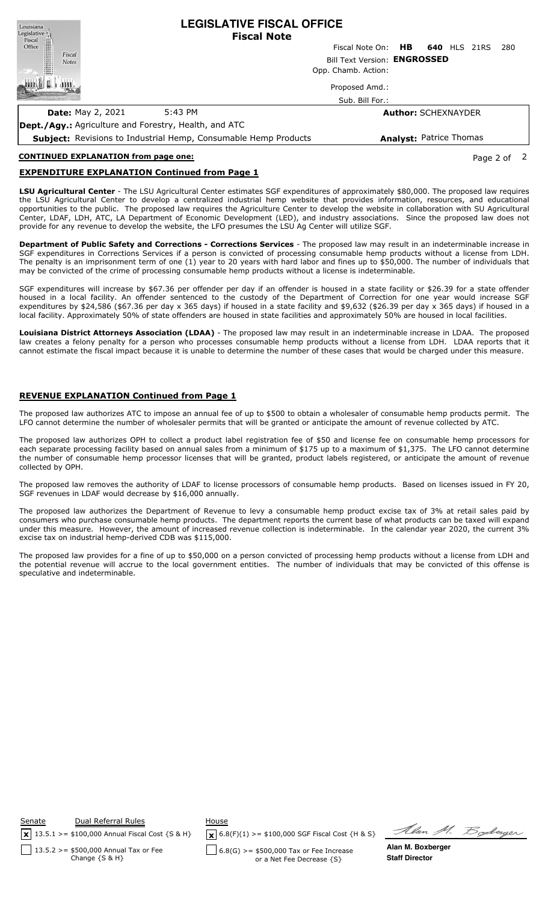# LEGISLATIVE FISCAL OFFICE
## Fiscal Note

Fiscal Note On: **HB 640** HLS 21RS 280

Bill Text Version: **ENGROSSED**

Opp. Chamb. Action:

Proposed Amd.:

Sub. Bill For.:

**Date:** May 2, 2021 5:43 PM

**Author:** SCHEXNAYDER

**Dept./Agy.:** Agriculture and Forestry, Health, and ATC

**Subject:** Revisions to Industrial Hemp, Consumable Hemp Products

**Analyst:** Patrice Thomas

**CONTINUED EXPLANATION from page one:**

### EXPENDITURE EXPLANATION Continued from Page 1

**LSU Agricultural Center** - The LSU Agricultural Center estimates SGF expenditures of approximately $80,000. The proposed law requires the LSU Agricultural Center to develop a centralized industrial hemp website that provides information, resources, and educational opportunities to the public. The proposed law requires the Agriculture Center to develop the website in collaboration with SU Agricultural Center, LDAF, LDH, ATC, LA Department of Economic Development (LED), and industry associations. Since the proposed law does not provide for any revenue to develop the website, the LFO presumes the LSU Ag Center will utilize SGF.

**Department of Public Safety and Corrections - Corrections Services** - The proposed law may result in an indeterminable increase in SGF expenditures in Corrections Services if a person is convicted of processing consumable hemp products without a license from LDH. The penalty is an imprisonment term of one (1) year to 20 years with hard labor and fines up to $50,000. The number of individuals that may be convicted of the crime of processing consumable hemp products without a license is indeterminable.

SGF expenditures will increase by $67.36 per offender per day if an offender is housed in a state facility or $26.39 for a state offender housed in a local facility. An offender sentenced to the custody of the Department of Correction for one year would increase SGF expenditures by $24,586 ($67.36 per day x 365 days) if housed in a state facility and $9,632 ($26.39 per day x 365 days) if housed in a local facility. Approximately 50% of state offenders are housed in state facilities and approximately 50% are housed in local facilities.

**Louisiana District Attorneys Association (LDAA)** - The proposed law may result in an indeterminable increase in LDAA. The proposed law creates a felony penalty for a person who processes consumable hemp products without a license from LDH. LDAA reports that it cannot estimate the fiscal impact because it is unable to determine the number of these cases that would be charged under this measure.

### REVENUE EXPLANATION Continued from Page 1

The proposed law authorizes ATC to impose an annual fee of up to $500 to obtain a wholesaler of consumable hemp products permit. The LFO cannot determine the number of wholesaler permits that will be granted or anticipate the amount of revenue collected by ATC.

The proposed law authorizes OPH to collect a product label registration fee of $50 and license fee on consumable hemp processors for each separate processing facility based on annual sales from a minimum of $175 up to a maximum of $1,375. The LFO cannot determine the number of consumable hemp processor licenses that will be granted, product labels registered, or anticipate the amount of revenue collected by OPH.

The proposed law removes the authority of LDAF to license processors of consumable hemp products. Based on licenses issued in FY 20, SGF revenues in LDAF would decrease by $16,000 annually.

The proposed law authorizes the Department of Revenue to levy a consumable hemp product excise tax of 3% at retail sales paid by consumers who purchase consumable hemp products. The department reports the current base of what products can be taxed will expand under this measure. However, the amount of increased revenue collection is indeterminable. In the calendar year 2020, the current 3% excise tax on industrial hemp-derived CDB was $115,000.

The proposed law provides for a fine of up to $50,000 on a person convicted of processing hemp products without a license from LDH and the potential revenue will accrue to the local government entities. The number of individuals that may be convicted of this offense is speculative and indeterminable.

| Senate | Dual Referral Rules | House |
|---|---|---|
| [x] 13.5.1 >= $100,000 Annual Fiscal Cost {S & H} | | [x] 6.8(F)(1) >= $100,000 SGF Fiscal Cost {H & S} |
| [ ] 13.5.2 >= $500,000 Annual Tax or Fee Change {S & H} | | [ ] 6.8(G) >= $500,000 Tax or Fee Increase or a Net Fee Decrease {S} |

**Alan M. Boxberger**
**Staff Director**